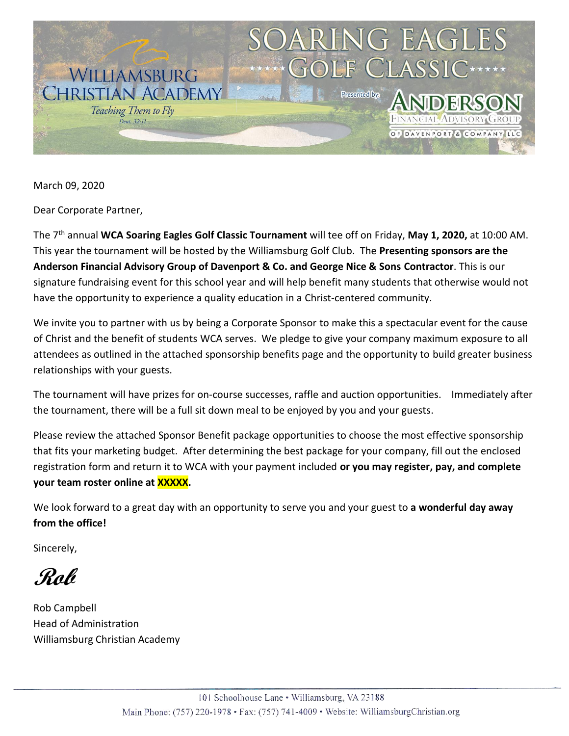# Williamsburg Christian Academy

*Teaching Them to Fly*
Deut. 32:11

# SOARING EAGLES GOLF CLASSIC

Presented by: ANDERSON FINANCIAL ADVISORY GROUP OF DAVENPORT & COMPANY LLC

March 09, 2020

Dear Corporate Partner,

The 7th annual **WCA Soaring Eagles Golf Classic Tournament** will tee off on Friday, **May 1, 2020,** at 10:00 AM. This year the tournament will be hosted by the Williamsburg Golf Club. The **Presenting sponsors are the Anderson Financial Advisory Group of Davenport & Co. and George Nice & Sons Contractor**. This is our signature fundraising event for this school year and will help benefit many students that otherwise would not have the opportunity to experience a quality education in a Christ-centered community.

We invite you to partner with us by being a Corporate Sponsor to make this a spectacular event for the cause of Christ and the benefit of students WCA serves. We pledge to give your company maximum exposure to all attendees as outlined in the attached sponsorship benefits page and the opportunity to build greater business relationships with your guests.

The tournament will have prizes for on-course successes, raffle and auction opportunities. Immediately after the tournament, there will be a full sit down meal to be enjoyed by you and your guests.

Please review the attached Sponsor Benefit package opportunities to choose the most effective sponsorship that fits your marketing budget. After determining the best package for your company, fill out the enclosed registration form and return it to WCA with your payment included **or you may register, pay, and complete your team roster online at XXXXX.**

We look forward to a great day with an opportunity to serve you and your guest to **a wonderful day away from the office!**

Sincerely,

*Rob*

Rob Campbell
Head of Administration
Williamsburg Christian Academy

101 Schoolhouse Lane • Williamsburg, VA 23188
Main Phone: (757) 220-1978 • Fax: (757) 741-4009 • Website: WilliamsburgChristian.org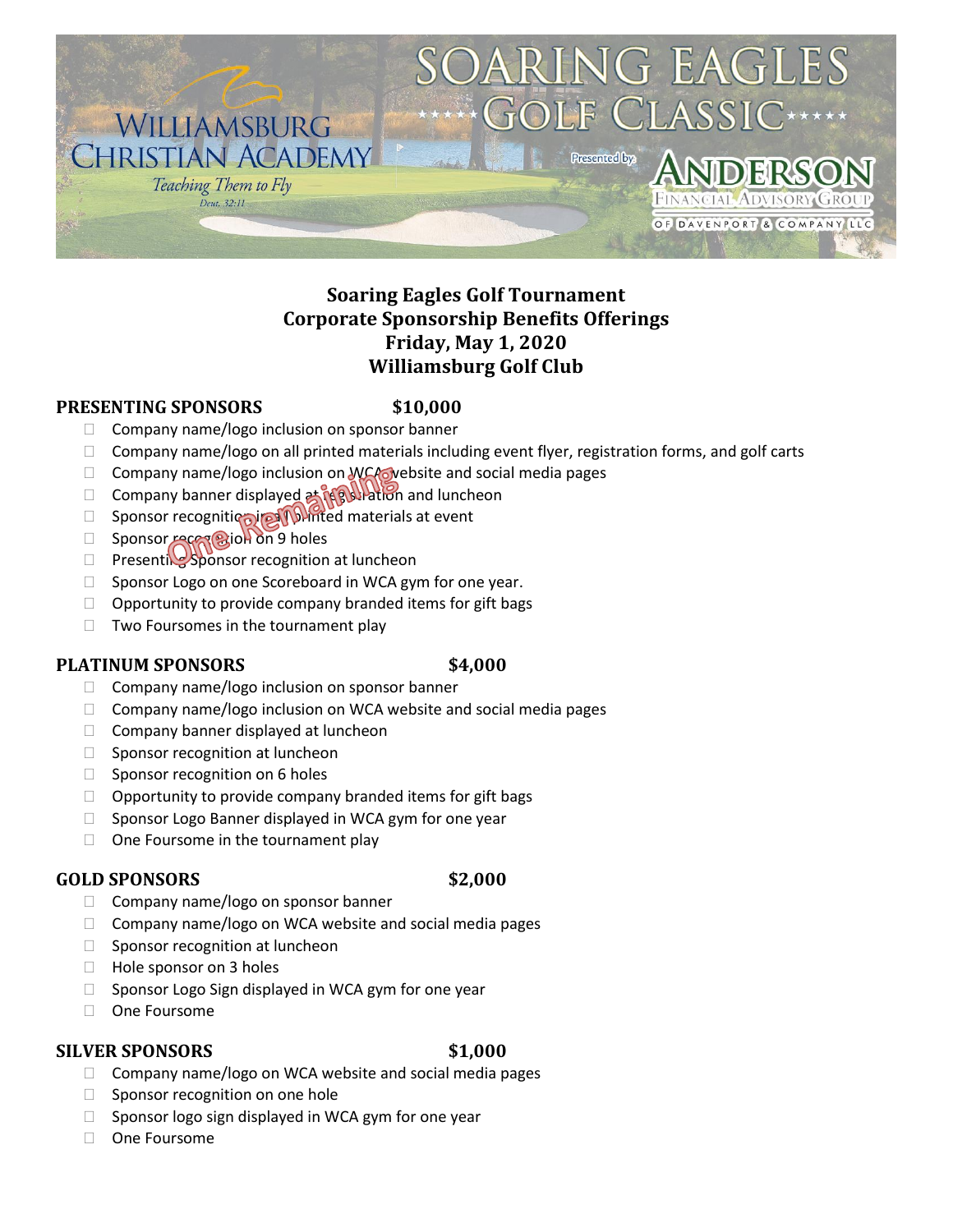# SOARING EAGLES GOLF CLASSIC

WILLIAMSBURG CHRISTIAN ACADEMY

*Teaching Them to Fly*

*Deut. 32:11*

Presented by: ANDERSON FINANCIAL ADVISORY GROUP OF DAVENPORT & COMPANY LLC

## Soaring Eagles Golf Tournament
## Corporate Sponsorship Benefits Offerings
## Friday, May 1, 2020
## Williamsburg Golf Club

### PRESENTING SPONSORS $10,000

*One Remaining*

- Company name/logo inclusion on sponsor banner
- Company name/logo on all printed materials including event flyer, registration forms, and golf carts
- Company name/logo inclusion on WCA website and social media pages
- Company banner displayed at registration and luncheon
- Sponsor recognition in printed materials at event
- Sponsor recognition on 9 holes
- Presenting Sponsor recognition at luncheon
- Sponsor Logo on one Scoreboard in WCA gym for one year.
- Opportunity to provide company branded items for gift bags
- Two Foursomes in the tournament play

### PLATINUM SPONSORS $4,000

- Company name/logo inclusion on sponsor banner
- Company name/logo inclusion on WCA website and social media pages
- Company banner displayed at luncheon
- Sponsor recognition at luncheon
- Sponsor recognition on 6 holes
- Opportunity to provide company branded items for gift bags
- Sponsor Logo Banner displayed in WCA gym for one year
- One Foursome in the tournament play

### GOLD SPONSORS $2,000

- Company name/logo on sponsor banner
- Company name/logo on WCA website and social media pages
- Sponsor recognition at luncheon
- Hole sponsor on 3 holes
- Sponsor Logo Sign displayed in WCA gym for one year
- One Foursome

### SILVER SPONSORS $1,000

- Company name/logo on WCA website and social media pages
- Sponsor recognition on one hole
- Sponsor logo sign displayed in WCA gym for one year
- One Foursome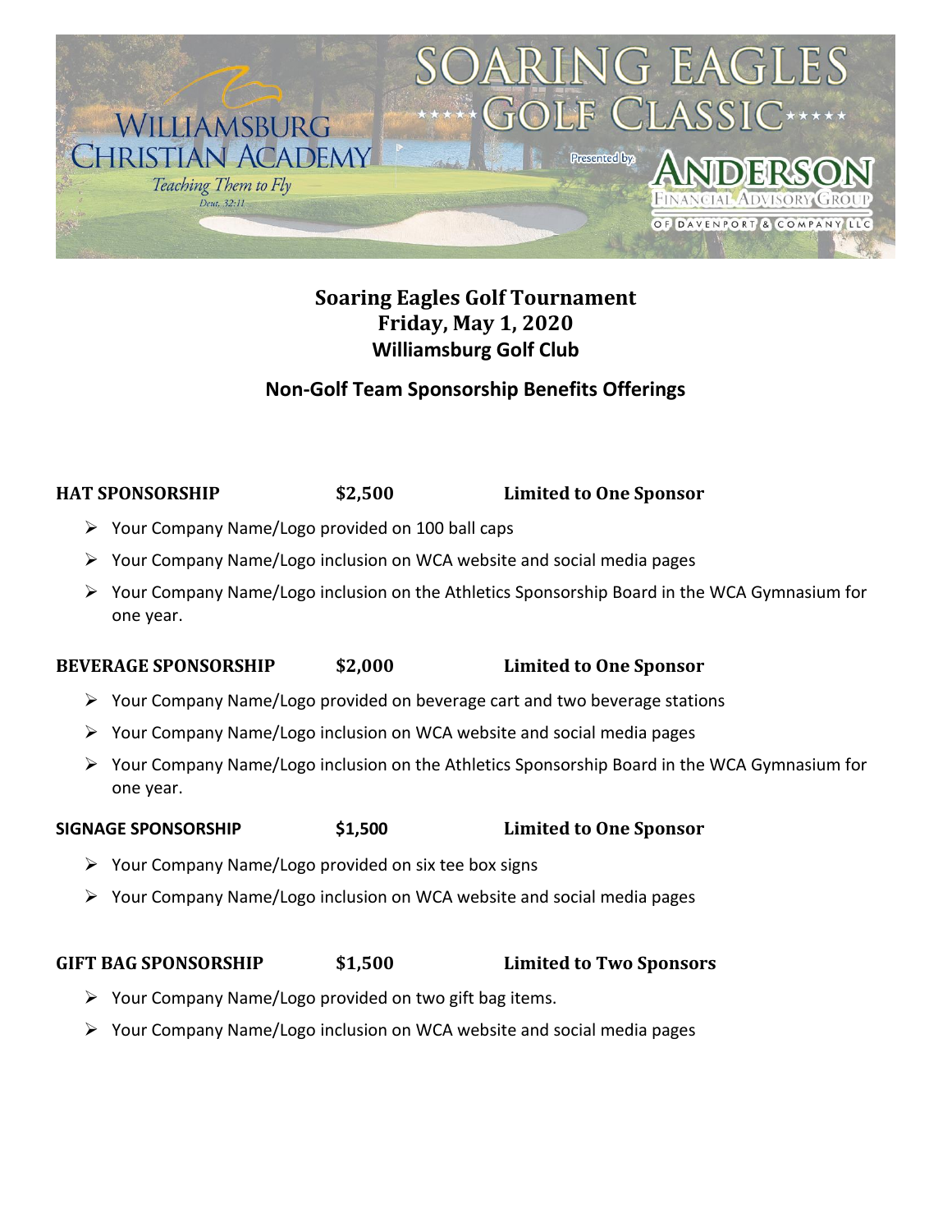# Soaring Eagles Golf Classic

Williamsburg Christian Academy

*Teaching Them to Fly*

Deut. 32:11

Presented by: Anderson Financial Advisory Group of Davenport & Company LLC

## Soaring Eagles Golf Tournament
## Friday, May 1, 2020
## Williamsburg Golf Club

### Non-Golf Team Sponsorship Benefits Offerings

**HAT SPONSORSHIP** **$2,500** **Limited to One Sponsor**

- Your Company Name/Logo provided on 100 ball caps
- Your Company Name/Logo inclusion on WCA website and social media pages
- Your Company Name/Logo inclusion on the Athletics Sponsorship Board in the WCA Gymnasium for one year.

**BEVERAGE SPONSORSHIP** **$2,000** **Limited to One Sponsor**

- Your Company Name/Logo provided on beverage cart and two beverage stations
- Your Company Name/Logo inclusion on WCA website and social media pages
- Your Company Name/Logo inclusion on the Athletics Sponsorship Board in the WCA Gymnasium for one year.

**SIGNAGE SPONSORSHIP** **$1,500** **Limited to One Sponsor**

- Your Company Name/Logo provided on six tee box signs
- Your Company Name/Logo inclusion on WCA website and social media pages

**GIFT BAG SPONSORSHIP** **$1,500** **Limited to Two Sponsors**

- Your Company Name/Logo provided on two gift bag items.
- Your Company Name/Logo inclusion on WCA website and social media pages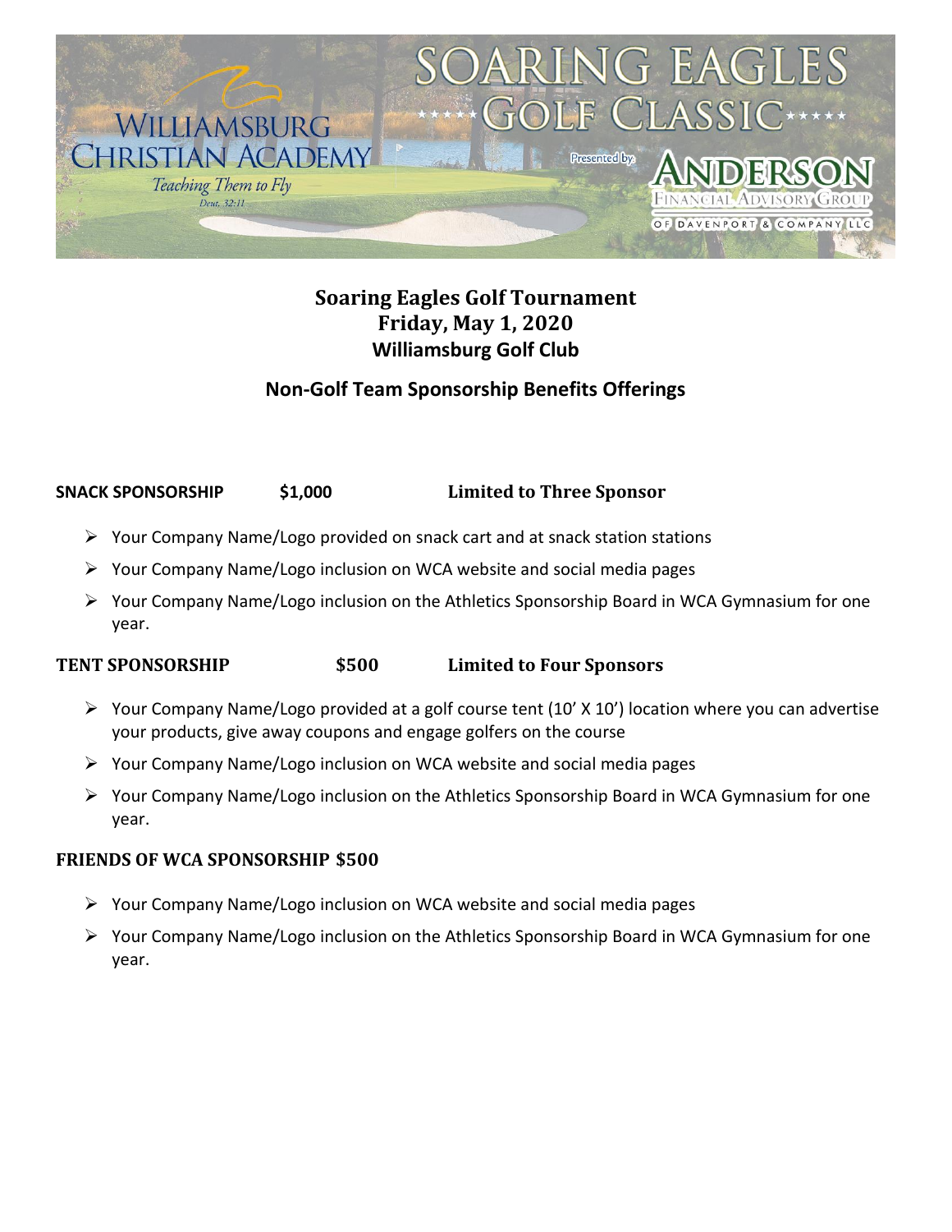# Soaring Eagles Golf Tournament

## Friday, May 1, 2020

## Williamsburg Golf Club

### Non-Golf Team Sponsorship Benefits Offerings

**SNACK SPONSORSHIP** **$1,000** **Limited to Three Sponsor**

- Your Company Name/Logo provided on snack cart and at snack station stations
- Your Company Name/Logo inclusion on WCA website and social media pages
- Your Company Name/Logo inclusion on the Athletics Sponsorship Board in WCA Gymnasium for one year.

**TENT SPONSORSHIP** **$500** **Limited to Four Sponsors**

- Your Company Name/Logo provided at a golf course tent (10' X 10') location where you can advertise your products, give away coupons and engage golfers on the course
- Your Company Name/Logo inclusion on WCA website and social media pages
- Your Company Name/Logo inclusion on the Athletics Sponsorship Board in WCA Gymnasium for one year.

**FRIENDS OF WCA SPONSORSHIP** **$500**

- Your Company Name/Logo inclusion on WCA website and social media pages
- Your Company Name/Logo inclusion on the Athletics Sponsorship Board in WCA Gymnasium for one year.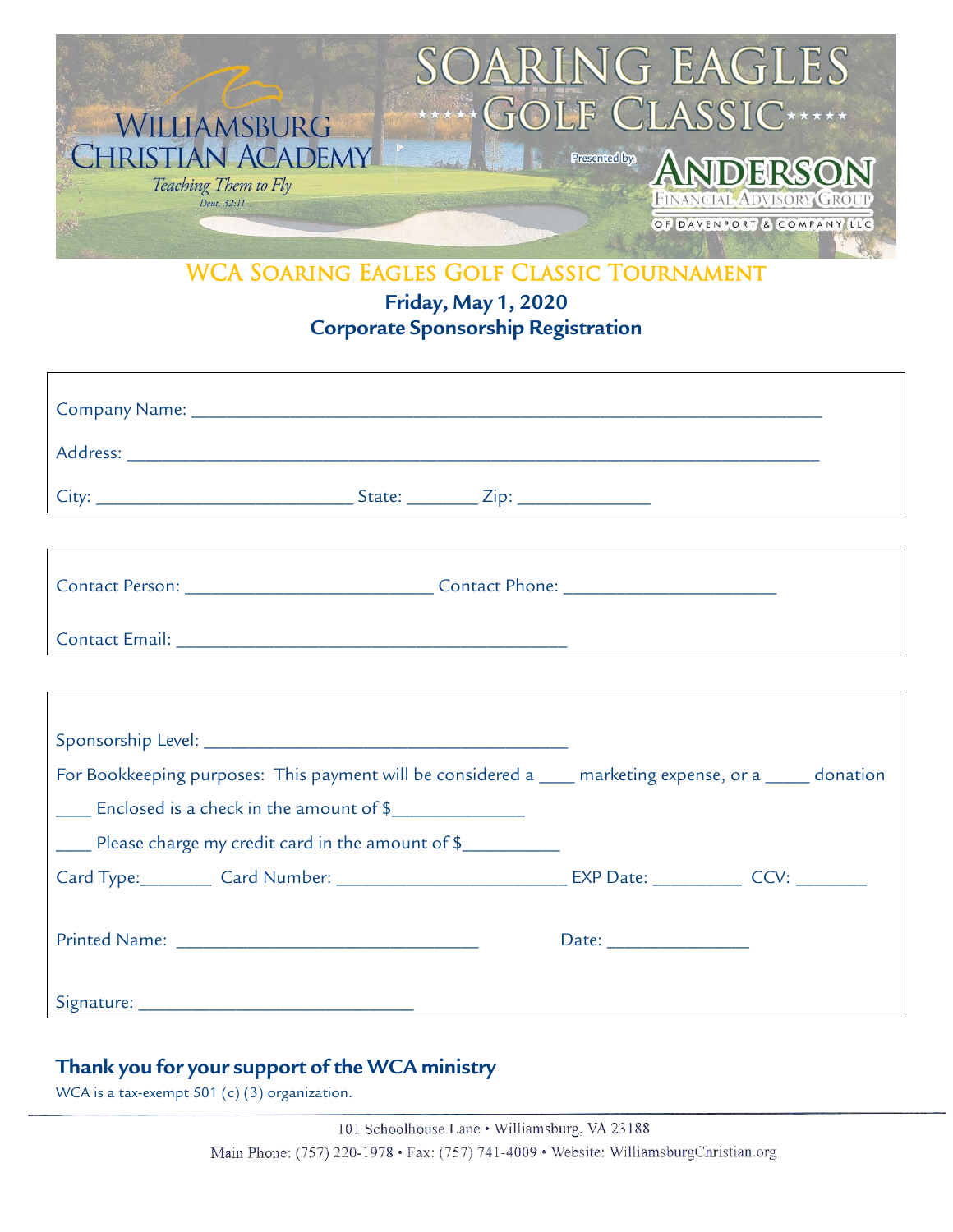WILLIAMSBURG CHRISTIAN ACADEMY

*Teaching Them to Fly*

Deut. 32:11

SOARING EAGLES
★★★★★ GOLF CLASSIC ★★★★★

Presented by: ANDERSON FINANCIAL ADVISORY GROUP OF DAVENPORT & COMPANY LLC

# WCA Soaring Eagles Golf Classic Tournament

## Friday, May 1, 2020

## Corporate Sponsorship Registration

Company Name: ____________________________________________________________________

Address: _________________________________________________________________________

City: ___________________________ State: _______ Zip: _____________

Contact Person: __________________________ Contact Phone: ______________________

Contact Email: _________________________________________

Sponsorship Level: ______________________________________

For Bookkeeping purposes: This payment will be considered a ____ marketing expense, or a _____ donation

____ Enclosed is a check in the amount of $_____________

____ Please charge my credit card in the amount of $__________

Card Type:_______ Card Number: ________________________ EXP Date: _________ CCV: _______

Printed Name: _______________________________ Date: ______________

Signature: ____________________________

**Thank you for your support of the WCA ministry**

WCA is a tax-exempt 501 (c) (3) organization.

101 Schoolhouse Lane • Williamsburg, VA 23188

Main Phone: (757) 220-1978 • Fax: (757) 741-4009 • Website: WilliamsburgChristian.org